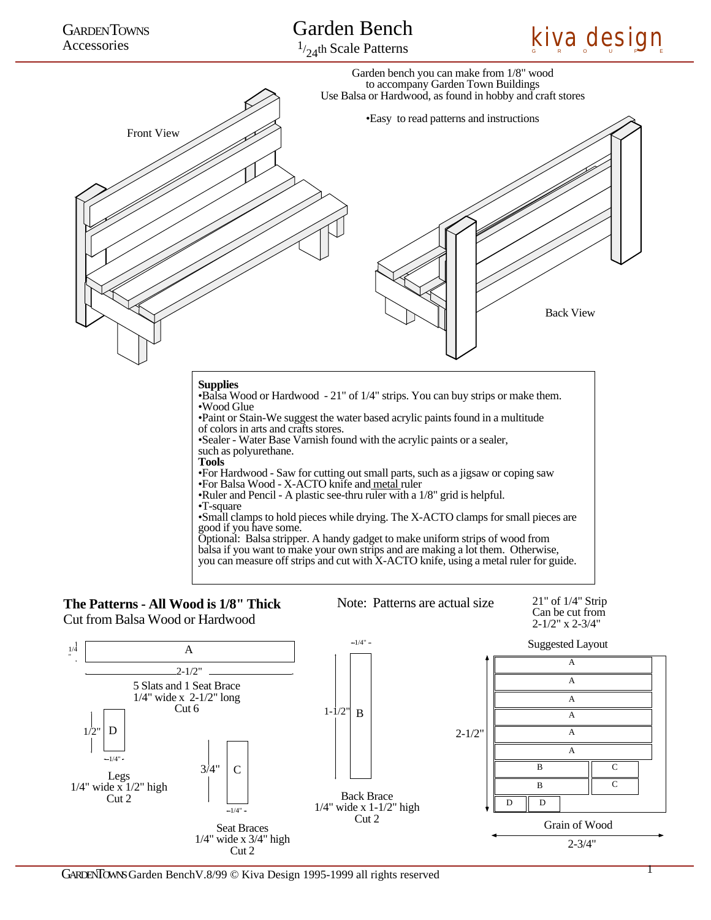GardenTowns Accessories

# Garden Bench

$^{1}/_{24}$th Scale Patterns

kiva design GROUP

Garden bench you can make from 1/8" wood
to accompany Garden Town Buildings
Use Balsa or Hardwood, as found in hobby and craft stores

•Easy to read patterns and instructions

Front View

Back View

**Supplies**
- •Balsa Wood or Hardwood - 21" of 1/4" strips. You can buy strips or make them.
- •Wood Glue
- •Paint or Stain-We suggest the water based acrylic paints found in a multitude of colors in arts and crafts stores.
- •Sealer - Water Base Varnish found with the acrylic paints or a sealer, such as polyurethane.

**Tools**
- •For Hardwood - Saw for cutting out small parts, such as a jigsaw or coping saw
- •For Balsa Wood - X-ACTO knife and metal ruler
- •Ruler and Pencil - A plastic see-thru ruler with a 1/8" grid is helpful.
- •T-square
- •Small clamps to hold pieces while drying. The X-ACTO clamps for small pieces are good if you have some.

Optional: Balsa stripper. A handy gadget to make uniform strips of wood from balsa if you want to make your own strips and are making a lot them. Otherwise, you can measure off strips and cut with X-ACTO knife, using a metal ruler for guide.

## The Patterns - All Wood is 1/8" Thick

Cut from Balsa Wood or Hardwood

Note: Patterns are actual size

21" of 1/4" Strip
Can be cut from
2-1/2" x 2-3/4"

A — 1/4" x 2-1/2"
5 Slats and 1 Seat Brace
1/4" wide x 2-1/2" long
Cut 6

D — 1/2" x 1/4"
Legs
1/4" wide x 1/2" high
Cut 2

C — 3/4" x 1/4"
Seat Braces
1/4" wide x 3/4" high
Cut 2

B — 1-1/2" x 1/4"
Back Brace
1/4" wide x 1-1/2" high
Cut 2

Suggested Layout

| A | |
|---|---|
| A | |
| A | |
| A | |
| A | |
| A | |
| B | C |
| B | C |
| D D | |

2-1/2" (height) × 2-3/4" (width)

Grain of Wood

GardenTowns Garden Bench V.8/99 © Kiva Design 1995-1999 all rights reserved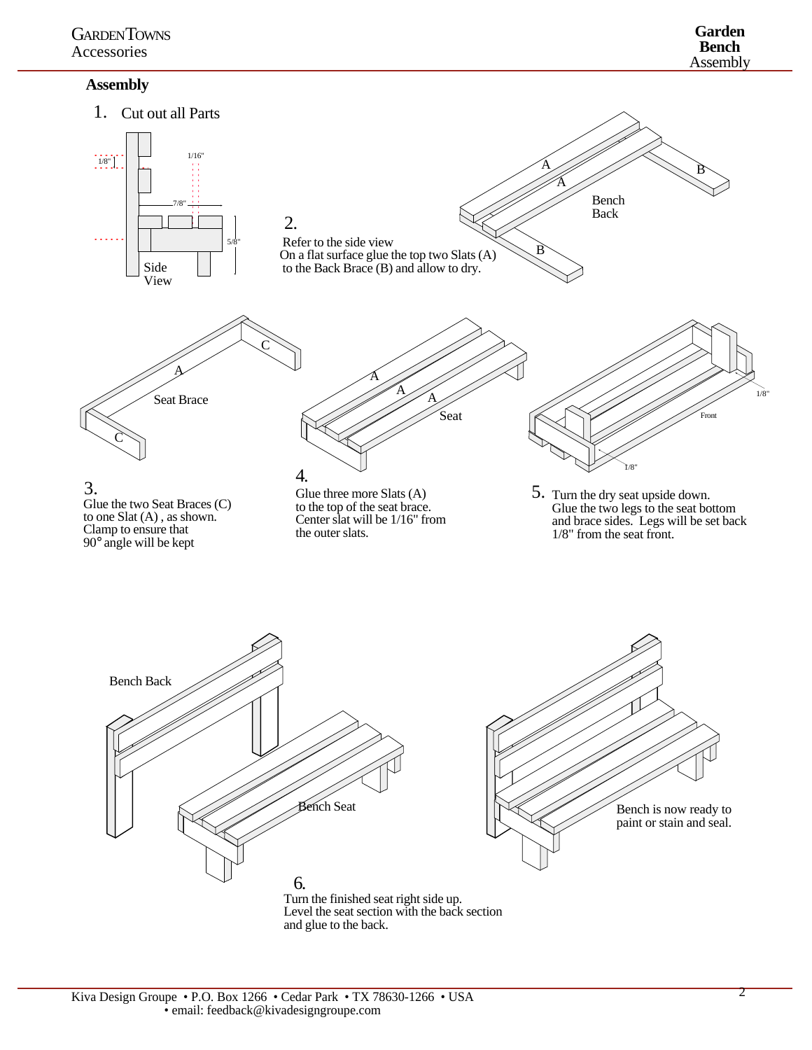## Assembly

1. Cut out all Parts

1/8"

1/16"

7/8"

5/8"

Side View

2. Refer to the side view
On a flat surface glue the top two Slats (A) to the Back Brace (B) and allow to dry.

A

A

B

B

Bench Back

A

C

C

Seat Brace

3. Glue the two Seat Braces (C) to one Slat (A) , as shown. Clamp to ensure that 90° angle will be kept

A

A

A

Seat

4. Glue three more Slats (A) to the top of the seat brace. Center slat will be 1/16" from the outer slats.

1/8"

Front

1/8"

5. Turn the dry seat upside down. Glue the two legs to the seat bottom and brace sides. Legs will be set back 1/8" from the seat front.

Bench Back

Bench Seat

6. Turn the finished seat right side up. Level the seat section with the back section and glue to the back.

Bench is now ready to paint or stain and seal.

Kiva Design Groupe • P.O. Box 1266 • Cedar Park • TX 78630-1266 • USA • email: feedback@kivadesigngroupe.com